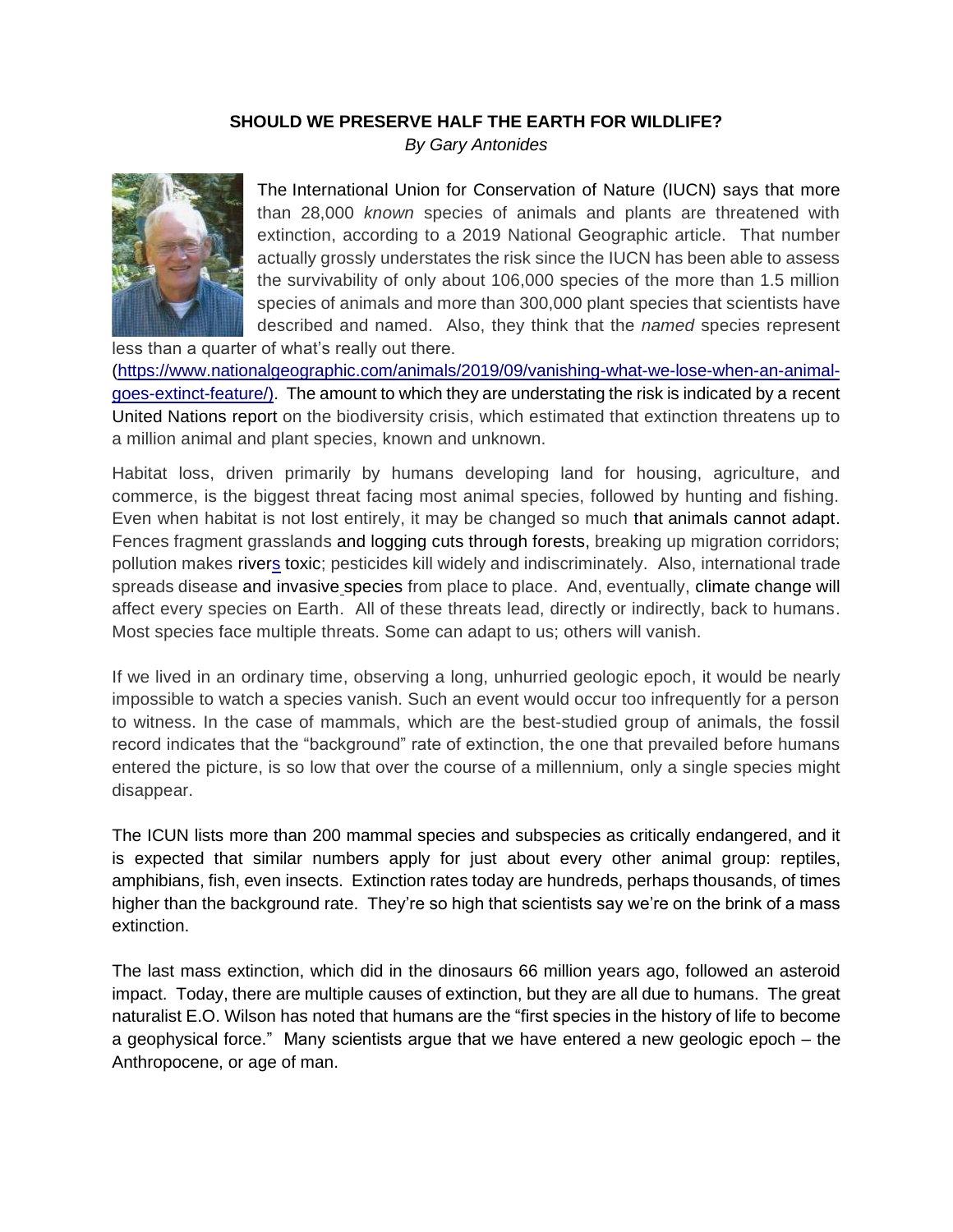**SHOULD WE PRESERVE HALF THE EARTH FOR WILDLIFE?**

*By Gary Antonides*

The International Union for Conservation of Nature (IUCN) says that more than 28,000 *known* species of animals and plants are threatened with extinction, according to a 2019 National Geographic article. That number actually grossly understates the risk since the IUCN has been able to assess the survivability of only about 106,000 species of the more than 1.5 million species of animals and more than 300,000 plant species that scientists have described and named. Also, they think that the *named* species represent less than a quarter of what's really out there. (https://www.nationalgeographic.com/animals/2019/09/vanishing-what-we-lose-when-an-animal-goes-extinct-feature/). The amount to which they are understating the risk is indicated by a recent United Nations report on the biodiversity crisis, which estimated that extinction threatens up to a million animal and plant species, known and unknown.

Habitat loss, driven primarily by humans developing land for housing, agriculture, and commerce, is the biggest threat facing most animal species, followed by hunting and fishing. Even when habitat is not lost entirely, it may be changed so much that animals cannot adapt. Fences fragment grasslands and logging cuts through forests, breaking up migration corridors; pollution makes rivers toxic; pesticides kill widely and indiscriminately. Also, international trade spreads disease and invasive species from place to place. And, eventually, climate change will affect every species on Earth. All of these threats lead, directly or indirectly, back to humans. Most species face multiple threats. Some can adapt to us; others will vanish.

If we lived in an ordinary time, observing a long, unhurried geologic epoch, it would be nearly impossible to watch a species vanish. Such an event would occur too infrequently for a person to witness. In the case of mammals, which are the best-studied group of animals, the fossil record indicates that the "background" rate of extinction, the one that prevailed before humans entered the picture, is so low that over the course of a millennium, only a single species might disappear.

The ICUN lists more than 200 mammal species and subspecies as critically endangered, and it is expected that similar numbers apply for just about every other animal group: reptiles, amphibians, fish, even insects. Extinction rates today are hundreds, perhaps thousands, of times higher than the background rate. They're so high that scientists say we're on the brink of a mass extinction.

The last mass extinction, which did in the dinosaurs 66 million years ago, followed an asteroid impact. Today, there are multiple causes of extinction, but they are all due to humans. The great naturalist E.O. Wilson has noted that humans are the "first species in the history of life to become a geophysical force." Many scientists argue that we have entered a new geologic epoch – the Anthropocene, or age of man.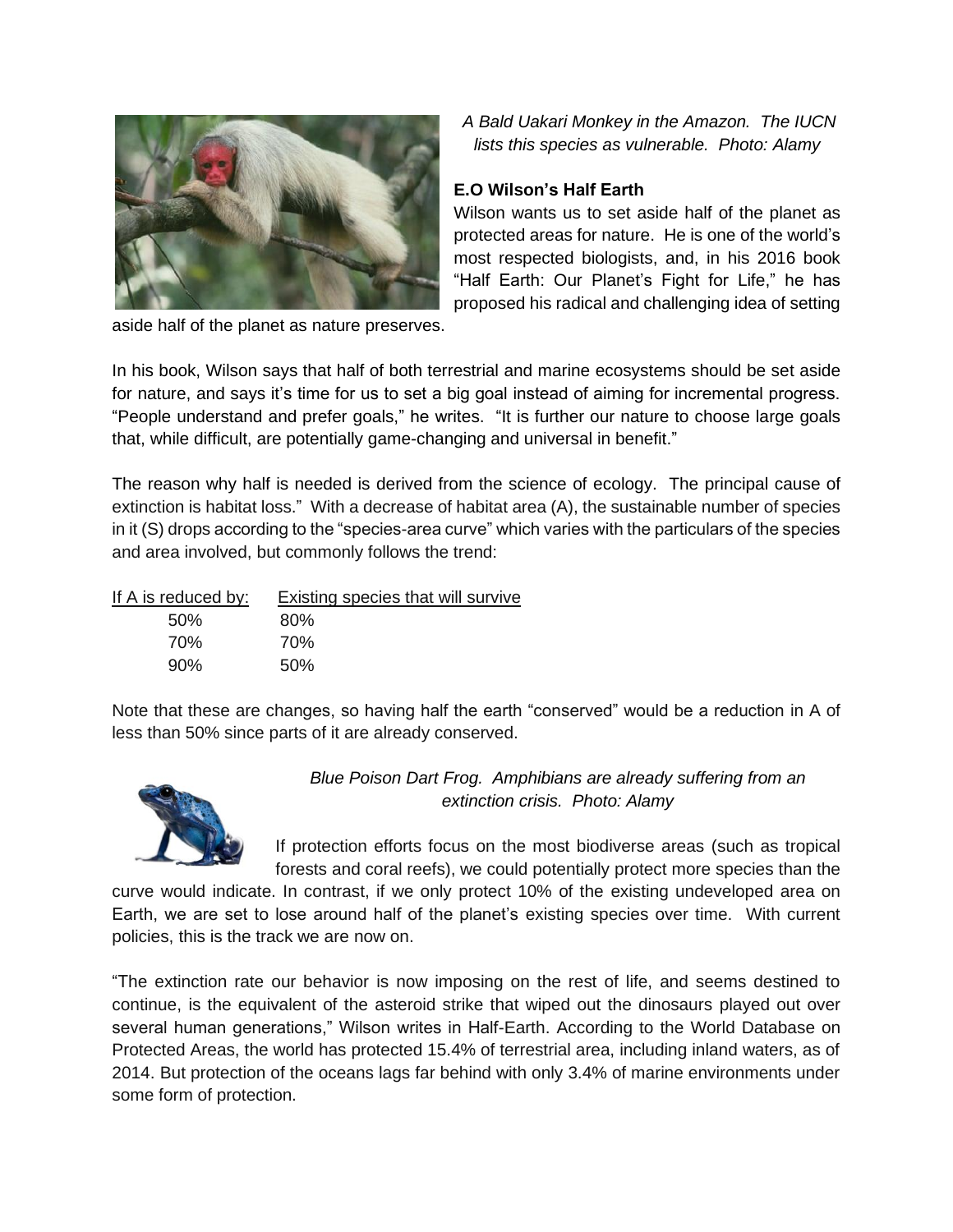*A Bald Uakari Monkey in the Amazon. The IUCN lists this species as vulnerable. Photo: Alamy*

**E.O Wilson's Half Earth**

Wilson wants us to set aside half of the planet as protected areas for nature. He is one of the world's most respected biologists, and, in his 2016 book "Half Earth: Our Planet's Fight for Life," he has proposed his radical and challenging idea of setting aside half of the planet as nature preserves.

In his book, Wilson says that half of both terrestrial and marine ecosystems should be set aside for nature, and says it's time for us to set a big goal instead of aiming for incremental progress. "People understand and prefer goals," he writes. "It is further our nature to choose large goals that, while difficult, are potentially game-changing and universal in benefit."

The reason why half is needed is derived from the science of ecology. The principal cause of extinction is habitat loss." With a decrease of habitat area (A), the sustainable number of species in it (S) drops according to the "species-area curve" which varies with the particulars of the species and area involved, but commonly follows the trend:

| If A is reduced by: | Existing species that will survive |
|---|---|
| 50% | 80% |
| 70% | 70% |
| 90% | 50% |

Note that these are changes, so having half the earth "conserved" would be a reduction in A of less than 50% since parts of it are already conserved.

*Blue Poison Dart Frog. Amphibians are already suffering from an extinction crisis. Photo: Alamy*

If protection efforts focus on the most biodiverse areas (such as tropical forests and coral reefs), we could potentially protect more species than the curve would indicate. In contrast, if we only protect 10% of the existing undeveloped area on Earth, we are set to lose around half of the planet's existing species over time. With current policies, this is the track we are now on.

"The extinction rate our behavior is now imposing on the rest of life, and seems destined to continue, is the equivalent of the asteroid strike that wiped out the dinosaurs played out over several human generations," Wilson writes in Half-Earth. According to the World Database on Protected Areas, the world has protected 15.4% of terrestrial area, including inland waters, as of 2014. But protection of the oceans lags far behind with only 3.4% of marine environments under some form of protection.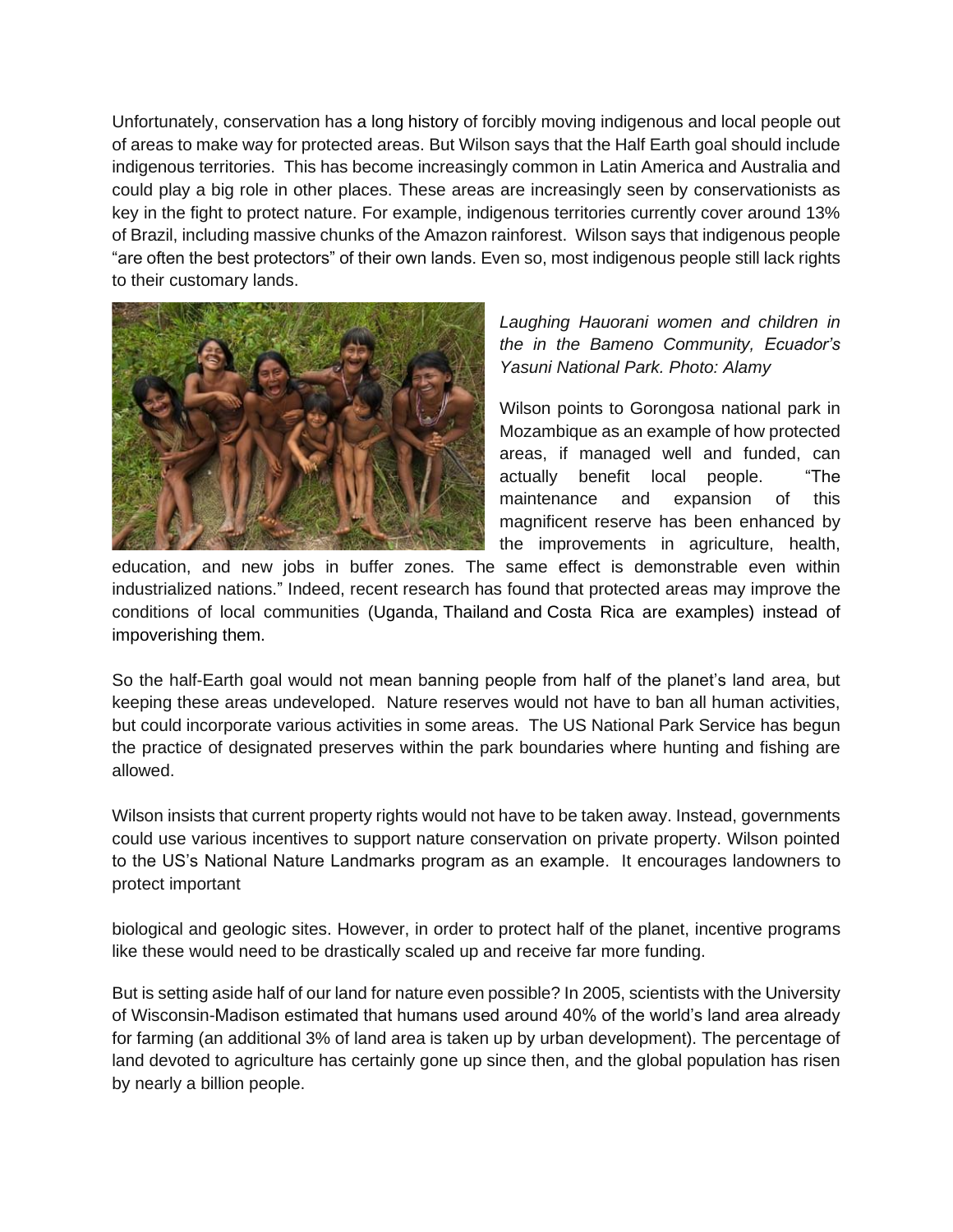Unfortunately, conservation has a long history of forcibly moving indigenous and local people out of areas to make way for protected areas. But Wilson says that the Half Earth goal should include indigenous territories. This has become increasingly common in Latin America and Australia and could play a big role in other places. These areas are increasingly seen by conservationists as key in the fight to protect nature. For example, indigenous territories currently cover around 13% of Brazil, including massive chunks of the Amazon rainforest. Wilson says that indigenous people "are often the best protectors" of their own lands. Even so, most indigenous people still lack rights to their customary lands.

*Laughing Hauorani women and children in the in the Bameno Community, Ecuador's Yasuni National Park. Photo: Alamy*

Wilson points to Gorongosa national park in Mozambique as an example of how protected areas, if managed well and funded, can actually benefit local people. "The maintenance and expansion of this magnificent reserve has been enhanced by the improvements in agriculture, health, education, and new jobs in buffer zones. The same effect is demonstrable even within industrialized nations." Indeed, recent research has found that protected areas may improve the conditions of local communities (Uganda, Thailand and Costa Rica are examples) instead of impoverishing them.

So the half-Earth goal would not mean banning people from half of the planet's land area, but keeping these areas undeveloped. Nature reserves would not have to ban all human activities, but could incorporate various activities in some areas. The US National Park Service has begun the practice of designated preserves within the park boundaries where hunting and fishing are allowed.

Wilson insists that current property rights would not have to be taken away. Instead, governments could use various incentives to support nature conservation on private property. Wilson pointed to the US's National Nature Landmarks program as an example. It encourages landowners to protect important biological and geologic sites. However, in order to protect half of the planet, incentive programs like these would need to be drastically scaled up and receive far more funding.

But is setting aside half of our land for nature even possible? In 2005, scientists with the University of Wisconsin-Madison estimated that humans used around 40% of the world's land area already for farming (an additional 3% of land area is taken up by urban development). The percentage of land devoted to agriculture has certainly gone up since then, and the global population has risen by nearly a billion people.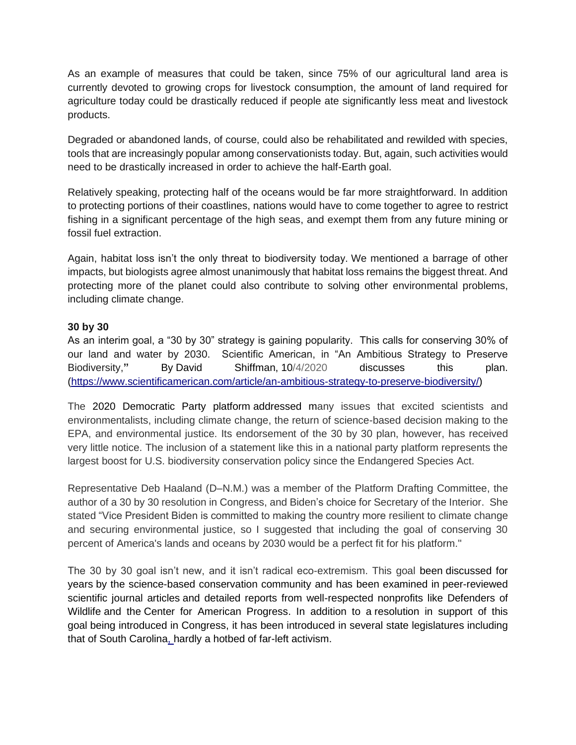As an example of measures that could be taken, since 75% of our agricultural land area is currently devoted to growing crops for livestock consumption, the amount of land required for agriculture today could be drastically reduced if people ate significantly less meat and livestock products.

Degraded or abandoned lands, of course, could also be rehabilitated and rewilded with species, tools that are increasingly popular among conservationists today. But, again, such activities would need to be drastically increased in order to achieve the half-Earth goal.

Relatively speaking, protecting half of the oceans would be far more straightforward. In addition to protecting portions of their coastlines, nations would have to come together to agree to restrict fishing in a significant percentage of the high seas, and exempt them from any future mining or fossil fuel extraction.

Again, habitat loss isn't the only threat to biodiversity today. We mentioned a barrage of other impacts, but biologists agree almost unanimously that habitat loss remains the biggest threat. And protecting more of the planet could also contribute to solving other environmental problems, including climate change.

**30 by 30**

As an interim goal, a "30 by 30" strategy is gaining popularity. This calls for conserving 30% of our land and water by 2030. Scientific American, in "An Ambitious Strategy to Preserve Biodiversity," By David Shiffman, 10/4/2020 discusses this plan. (https://www.scientificamerican.com/article/an-ambitious-strategy-to-preserve-biodiversity/)

The 2020 Democratic Party platform addressed many issues that excited scientists and environmentalists, including climate change, the return of science-based decision making to the EPA, and environmental justice. Its endorsement of the 30 by 30 plan, however, has received very little notice. The inclusion of a statement like this in a national party platform represents the largest boost for U.S. biodiversity conservation policy since the Endangered Species Act.

Representative Deb Haaland (D–N.M.) was a member of the Platform Drafting Committee, the author of a 30 by 30 resolution in Congress, and Biden's choice for Secretary of the Interior. She stated "Vice President Biden is committed to making the country more resilient to climate change and securing environmental justice, so I suggested that including the goal of conserving 30 percent of America's lands and oceans by 2030 would be a perfect fit for his platform."

The 30 by 30 goal isn't new, and it isn't radical eco-extremism. This goal been discussed for years by the science-based conservation community and has been examined in peer-reviewed scientific journal articles and detailed reports from well-respected nonprofits like Defenders of Wildlife and the Center for American Progress. In addition to a resolution in support of this goal being introduced in Congress, it has been introduced in several state legislatures including that of South Carolina, hardly a hotbed of far-left activism.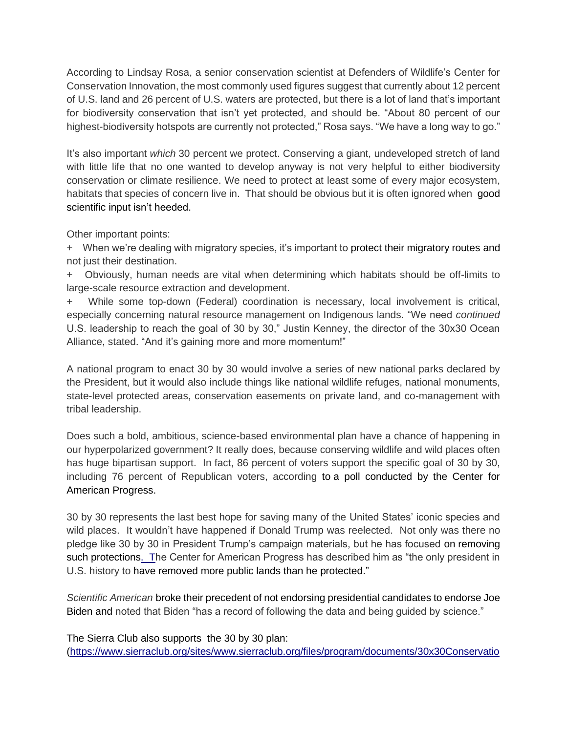According to Lindsay Rosa, a senior conservation scientist at Defenders of Wildlife's Center for Conservation Innovation, the most commonly used figures suggest that currently about 12 percent of U.S. land and 26 percent of U.S. waters are protected, but there is a lot of land that's important for biodiversity conservation that isn't yet protected, and should be. "About 80 percent of our highest-biodiversity hotspots are currently not protected," Rosa says. "We have a long way to go."

It's also important *which* 30 percent we protect. Conserving a giant, undeveloped stretch of land with little life that no one wanted to develop anyway is not very helpful to either biodiversity conservation or climate resilience. We need to protect at least some of every major ecosystem, habitats that species of concern live in. That should be obvious but it is often ignored when good scientific input isn't heeded.

Other important points:

+ When we're dealing with migratory species, it's important to protect their migratory routes and not just their destination.
+ Obviously, human needs are vital when determining which habitats should be off-limits to large-scale resource extraction and development.
+ While some top-down (Federal) coordination is necessary, local involvement is critical, especially concerning natural resource management on Indigenous lands. "We need *continued* U.S. leadership to reach the goal of 30 by 30," Justin Kenney, the director of the 30x30 Ocean Alliance, stated. "And it's gaining more and more momentum!"

A national program to enact 30 by 30 would involve a series of new national parks declared by the President, but it would also include things like national wildlife refuges, national monuments, state-level protected areas, conservation easements on private land, and co-management with tribal leadership.

Does such a bold, ambitious, science-based environmental plan have a chance of happening in our hyperpolarized government? It really does, because conserving wildlife and wild places often has huge bipartisan support. In fact, 86 percent of voters support the specific goal of 30 by 30, including 76 percent of Republican voters, according to a poll conducted by the Center for American Progress.

30 by 30 represents the last best hope for saving many of the United States' iconic species and wild places. It wouldn't have happened if Donald Trump was reelected. Not only was there no pledge like 30 by 30 in President Trump's campaign materials, but he has focused on removing such protections. The Center for American Progress has described him as "the only president in U.S. history to have removed more public lands than he protected."

*Scientific American* broke their precedent of not endorsing presidential candidates to endorse Joe Biden and noted that Biden "has a record of following the data and being guided by science."

The Sierra Club also supports the 30 by 30 plan:
(https://www.sierraclub.org/sites/www.sierraclub.org/files/program/documents/30x30Conservatio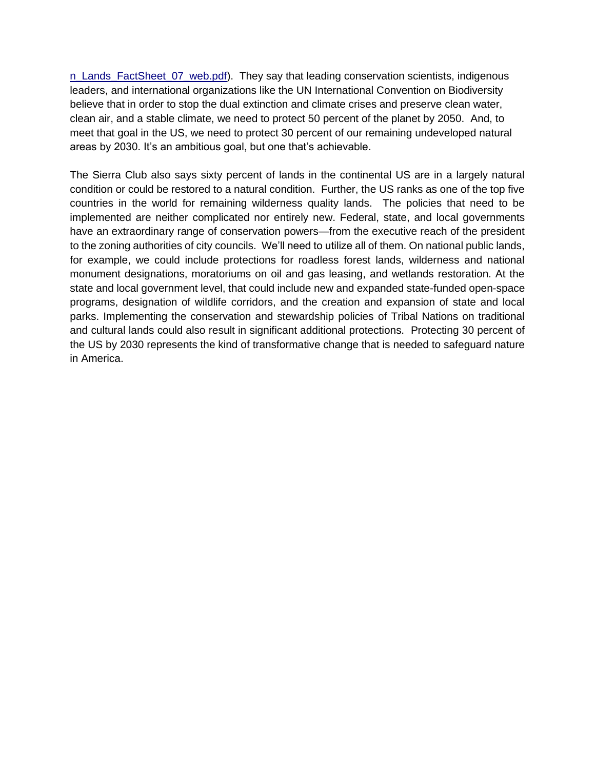n_Lands_FactSheet_07_web.pdf). They say that leading conservation scientists, indigenous leaders, and international organizations like the UN International Convention on Biodiversity believe that in order to stop the dual extinction and climate crises and preserve clean water, clean air, and a stable climate, we need to protect 50 percent of the planet by 2050. And, to meet that goal in the US, we need to protect 30 percent of our remaining undeveloped natural areas by 2030. It's an ambitious goal, but one that's achievable.

The Sierra Club also says sixty percent of lands in the continental US are in a largely natural condition or could be restored to a natural condition. Further, the US ranks as one of the top five countries in the world for remaining wilderness quality lands. The policies that need to be implemented are neither complicated nor entirely new. Federal, state, and local governments have an extraordinary range of conservation powers—from the executive reach of the president to the zoning authorities of city councils. We'll need to utilize all of them. On national public lands, for example, we could include protections for roadless forest lands, wilderness and national monument designations, moratoriums on oil and gas leasing, and wetlands restoration. At the state and local government level, that could include new and expanded state-funded open-space programs, designation of wildlife corridors, and the creation and expansion of state and local parks. Implementing the conservation and stewardship policies of Tribal Nations on traditional and cultural lands could also result in significant additional protections. Protecting 30 percent of the US by 2030 represents the kind of transformative change that is needed to safeguard nature in America.